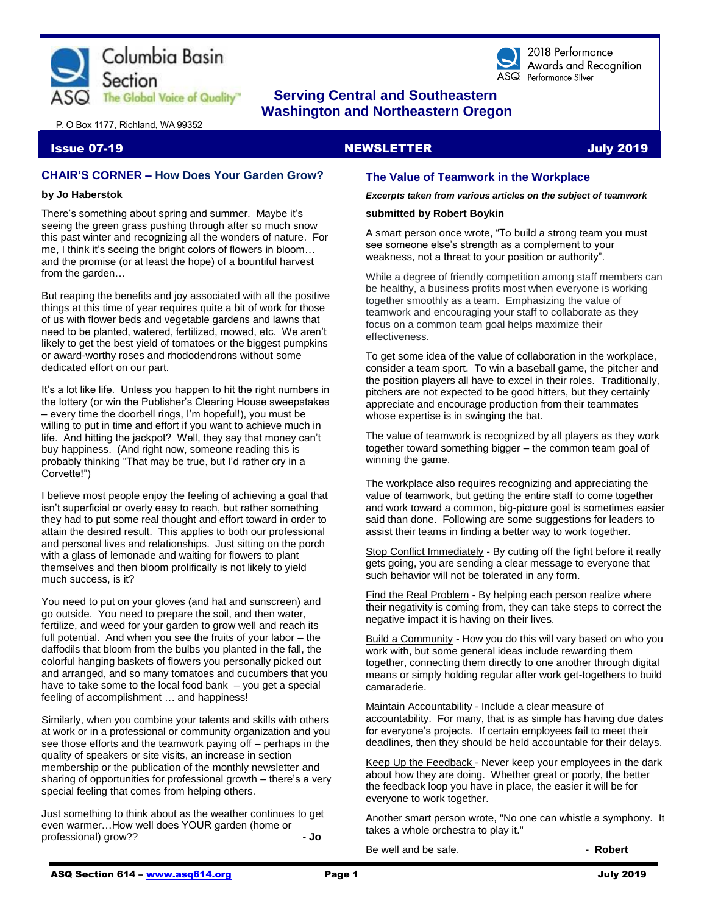Columbia Basin Section

ASQ The Global Voice of Quality™

2018 Performance Awards and Recognition

ASQ Performance Silver

**Serving Central and Southeastern Washington and Northeastern Oregon**

P. O Box 1177, Richland, WA 99352

**Issue 07-19** **NEWSLETTER** **July 2019**

## CHAIR'S CORNER – How Does Your Garden Grow?

**by Jo Haberstok**

There's something about spring and summer. Maybe it's seeing the green grass pushing through after so much snow this past winter and recognizing all the wonders of nature. For me, I think it's seeing the bright colors of flowers in bloom… and the promise (or at least the hope) of a bountiful harvest from the garden…

But reaping the benefits and joy associated with all the positive things at this time of year requires quite a bit of work for those of us with flower beds and vegetable gardens and lawns that need to be planted, watered, fertilized, mowed, etc. We aren't likely to get the best yield of tomatoes or the biggest pumpkins or award-worthy roses and rhododendrons without some dedicated effort on our part.

It's a lot like life. Unless you happen to hit the right numbers in the lottery (or win the Publisher's Clearing House sweepstakes – every time the doorbell rings, I'm hopeful!), you must be willing to put in time and effort if you want to achieve much in life. And hitting the jackpot? Well, they say that money can't buy happiness. (And right now, someone reading this is probably thinking "That may be true, but I'd rather cry in a Corvette!")

I believe most people enjoy the feeling of achieving a goal that isn't superficial or overly easy to reach, but rather something they had to put some real thought and effort toward in order to attain the desired result. This applies to both our professional and personal lives and relationships. Just sitting on the porch with a glass of lemonade and waiting for flowers to plant themselves and then bloom prolifically is not likely to yield much success, is it?

You need to put on your gloves (and hat and sunscreen) and go outside. You need to prepare the soil, and then water, fertilize, and weed for your garden to grow well and reach its full potential. And when you see the fruits of your labor – the daffodils that bloom from the bulbs you planted in the fall, the colorful hanging baskets of flowers you personally picked out and arranged, and so many tomatoes and cucumbers that you have to take some to the local food bank – you get a special feeling of accomplishment … and happiness!

Similarly, when you combine your talents and skills with others at work or in a professional or community organization and you see those efforts and the teamwork paying off – perhaps in the quality of speakers or site visits, an increase in section membership or the publication of the monthly newsletter and sharing of opportunities for professional growth – there's a very special feeling that comes from helping others.

Just something to think about as the weather continues to get even warmer…How well does YOUR garden (home or professional) grow?? **- Jo**

## The Value of Teamwork in the Workplace

***Excerpts taken from various articles on the subject of teamwork***

**submitted by Robert Boykin**

A smart person once wrote, "To build a strong team you must see someone else's strength as a complement to your weakness, not a threat to your position or authority".

While a degree of friendly competition among staff members can be healthy, a business profits most when everyone is working together smoothly as a team. Emphasizing the value of teamwork and encouraging your staff to collaborate as they focus on a common team goal helps maximize their effectiveness.

To get some idea of the value of collaboration in the workplace, consider a team sport. To win a baseball game, the pitcher and the position players all have to excel in their roles. Traditionally, pitchers are not expected to be good hitters, but they certainly appreciate and encourage production from their teammates whose expertise is in swinging the bat.

The value of teamwork is recognized by all players as they work together toward something bigger – the common team goal of winning the game.

The workplace also requires recognizing and appreciating the value of teamwork, but getting the entire staff to come together and work toward a common, big-picture goal is sometimes easier said than done. Following are some suggestions for leaders to assist their teams in finding a better way to work together.

Stop Conflict Immediately - By cutting off the fight before it really gets going, you are sending a clear message to everyone that such behavior will not be tolerated in any form.

Find the Real Problem - By helping each person realize where their negativity is coming from, they can take steps to correct the negative impact it is having on their lives.

Build a Community - How you do this will vary based on who you work with, but some general ideas include rewarding them together, connecting them directly to one another through digital means or simply holding regular after work get-togethers to build camaraderie.

Maintain Accountability - Include a clear measure of accountability. For many, that is as simple has having due dates for everyone's projects. If certain employees fail to meet their deadlines, then they should be held accountable for their delays.

Keep Up the Feedback - Never keep your employees in the dark about how they are doing. Whether great or poorly, the better the feedback loop you have in place, the easier it will be for everyone to work together.

Another smart person wrote, "No one can whistle a symphony. It takes a whole orchestra to play it."

Be well and be safe. **- Robert**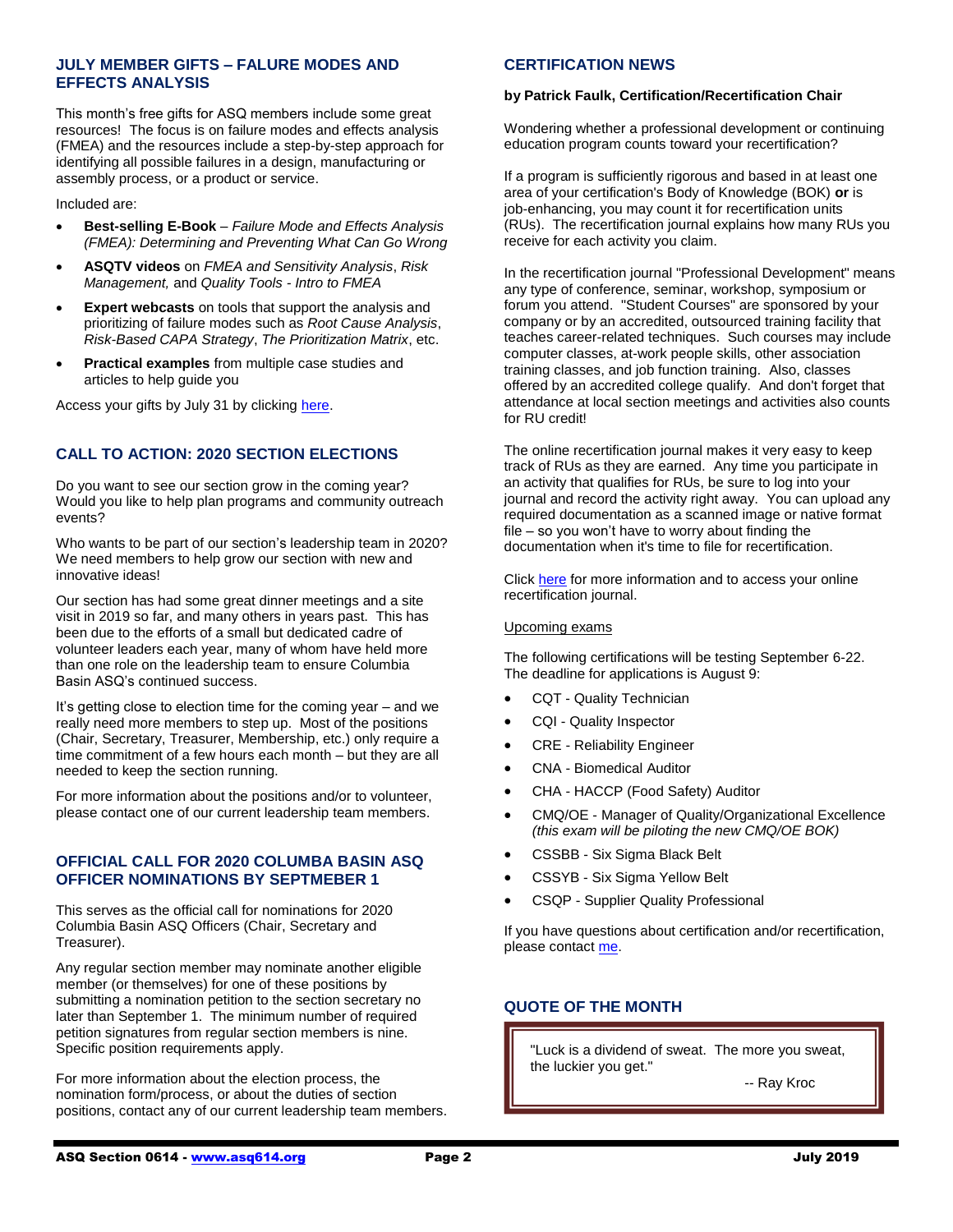## JULY MEMBER GIFTS – FALURE MODES AND EFFECTS ANALYSIS

This month's free gifts for ASQ members include some great resources! The focus is on failure modes and effects analysis (FMEA) and the resources include a step-by-step approach for identifying all possible failures in a design, manufacturing or assembly process, or a product or service.

Included are:

- **Best-selling E-Book** – *Failure Mode and Effects Analysis (FMEA): Determining and Preventing What Can Go Wrong*
- **ASQTV videos** on *FMEA and Sensitivity Analysis*, *Risk Management,* and *Quality Tools - Intro to FMEA*
- **Expert webcasts** on tools that support the analysis and prioritizing of failure modes such as *Root Cause Analysis*, *Risk-Based CAPA Strategy*, *The Prioritization Matrix*, etc.
- **Practical examples** from multiple case studies and articles to help guide you

Access your gifts by July 31 by clicking here.

## CALL TO ACTION: 2020 SECTION ELECTIONS

Do you want to see our section grow in the coming year? Would you like to help plan programs and community outreach events?

Who wants to be part of our section's leadership team in 2020? We need members to help grow our section with new and innovative ideas!

Our section has had some great dinner meetings and a site visit in 2019 so far, and many others in years past. This has been due to the efforts of a small but dedicated cadre of volunteer leaders each year, many of whom have held more than one role on the leadership team to ensure Columbia Basin ASQ's continued success.

It's getting close to election time for the coming year – and we really need more members to step up. Most of the positions (Chair, Secretary, Treasurer, Membership, etc.) only require a time commitment of a few hours each month – but they are all needed to keep the section running.

For more information about the positions and/or to volunteer, please contact one of our current leadership team members.

## OFFICIAL CALL FOR 2020 COLUMBA BASIN ASQ OFFICER NOMINATIONS BY SEPTMEBER 1

This serves as the official call for nominations for 2020 Columbia Basin ASQ Officers (Chair, Secretary and Treasurer).

Any regular section member may nominate another eligible member (or themselves) for one of these positions by submitting a nomination petition to the section secretary no later than September 1. The minimum number of required petition signatures from regular section members is nine. Specific position requirements apply.

For more information about the election process, the nomination form/process, or about the duties of section positions, contact any of our current leadership team members.

## CERTIFICATION NEWS

**by Patrick Faulk, Certification/Recertification Chair**

Wondering whether a professional development or continuing education program counts toward your recertification?

If a program is sufficiently rigorous and based in at least one area of your certification's Body of Knowledge (BOK) **or** is job-enhancing, you may count it for recertification units (RUs). The recertification journal explains how many RUs you receive for each activity you claim.

In the recertification journal "Professional Development" means any type of conference, seminar, workshop, symposium or forum you attend. "Student Courses" are sponsored by your company or by an accredited, outsourced training facility that teaches career-related techniques. Such courses may include computer classes, at-work people skills, other association training classes, and job function training. Also, classes offered by an accredited college qualify. And don't forget that attendance at local section meetings and activities also counts for RU credit!

The online recertification journal makes it very easy to keep track of RUs as they are earned. Any time you participate in an activity that qualifies for RUs, be sure to log into your journal and record the activity right away. You can upload any required documentation as a scanned image or native format file – so you won't have to worry about finding the documentation when it's time to file for recertification.

Click here for more information and to access your online recertification journal.

Upcoming exams

The following certifications will be testing September 6-22. The deadline for applications is August 9:

- CQT - Quality Technician
- CQI - Quality Inspector
- CRE - Reliability Engineer
- CNA - Biomedical Auditor
- CHA - HACCP (Food Safety) Auditor
- CMQ/OE - Manager of Quality/Organizational Excellence *(this exam will be piloting the new CMQ/OE BOK)*
- CSSBB - Six Sigma Black Belt
- CSSYB - Six Sigma Yellow Belt
- CSQP - Supplier Quality Professional

If you have questions about certification and/or recertification, please contact me.

## QUOTE OF THE MONTH

"Luck is a dividend of sweat. The more you sweat, the luckier you get."

-- Ray Kroc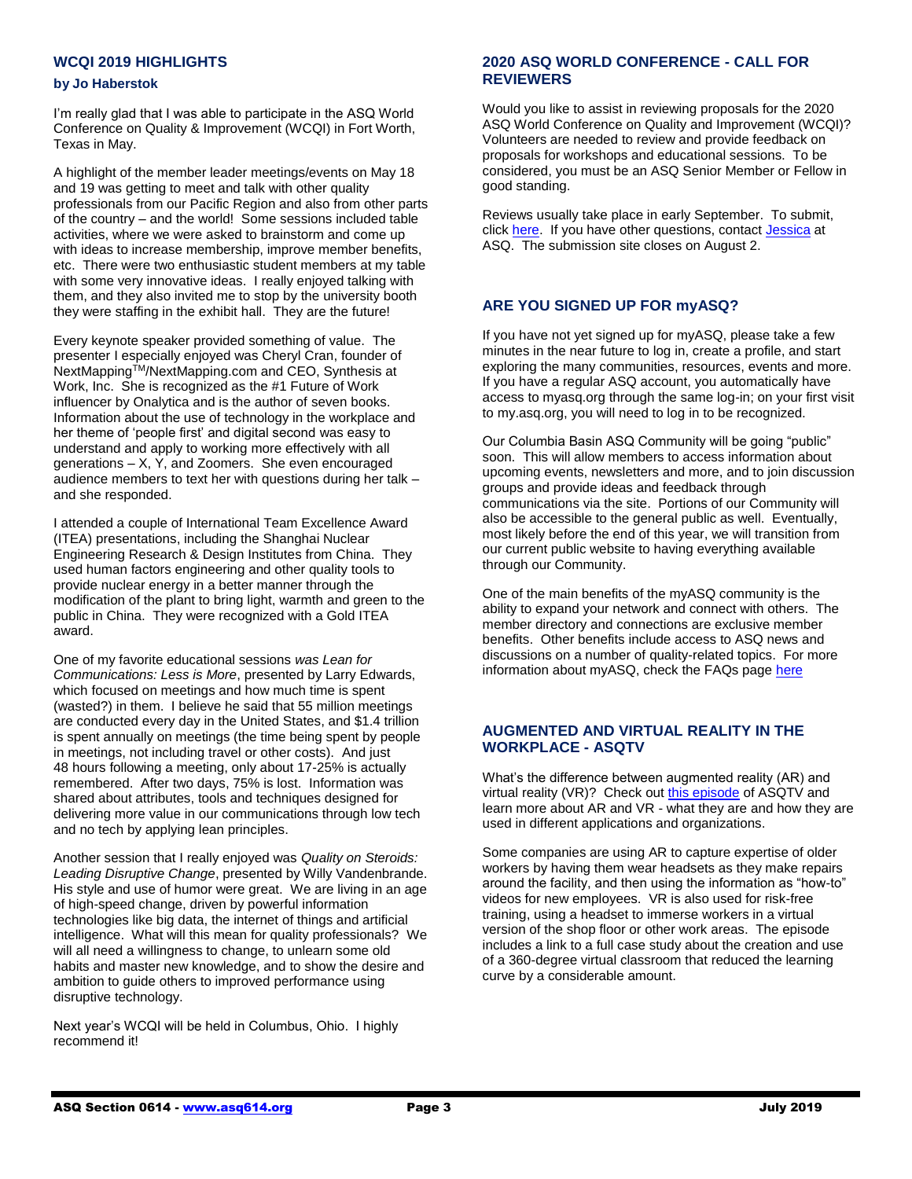## WCQI 2019 HIGHLIGHTS

**by Jo Haberstok**

I'm really glad that I was able to participate in the ASQ World Conference on Quality & Improvement (WCQI) in Fort Worth, Texas in May.

A highlight of the member leader meetings/events on May 18 and 19 was getting to meet and talk with other quality professionals from our Pacific Region and also from other parts of the country – and the world! Some sessions included table activities, where we were asked to brainstorm and come up with ideas to increase membership, improve member benefits, etc. There were two enthusiastic student members at my table with some very innovative ideas. I really enjoyed talking with them, and they also invited me to stop by the university booth they were staffing in the exhibit hall. They are the future!

Every keynote speaker provided something of value. The presenter I especially enjoyed was Cheryl Cran, founder of NextMapping™/NextMapping.com and CEO, Synthesis at Work, Inc. She is recognized as the #1 Future of Work influencer by Onalytica and is the author of seven books. Information about the use of technology in the workplace and her theme of 'people first' and digital second was easy to understand and apply to working more effectively with all generations – X, Y, and Zoomers. She even encouraged audience members to text her with questions during her talk – and she responded.

I attended a couple of International Team Excellence Award (ITEA) presentations, including the Shanghai Nuclear Engineering Research & Design Institutes from China. They used human factors engineering and other quality tools to provide nuclear energy in a better manner through the modification of the plant to bring light, warmth and green to the public in China. They were recognized with a Gold ITEA award.

One of my favorite educational sessions *was Lean for Communications: Less is More*, presented by Larry Edwards, which focused on meetings and how much time is spent (wasted?) in them. I believe he said that 55 million meetings are conducted every day in the United States, and $1.4 trillion is spent annually on meetings (the time being spent by people in meetings, not including travel or other costs). And just 48 hours following a meeting, only about 17-25% is actually remembered. After two days, 75% is lost. Information was shared about attributes, tools and techniques designed for delivering more value in our communications through low tech and no tech by applying lean principles.

Another session that I really enjoyed was *Quality on Steroids: Leading Disruptive Change*, presented by Willy Vandenbrande. His style and use of humor were great. We are living in an age of high-speed change, driven by powerful information technologies like big data, the internet of things and artificial intelligence. What will this mean for quality professionals? We will all need a willingness to change, to unlearn some old habits and master new knowledge, and to show the desire and ambition to guide others to improved performance using disruptive technology.

Next year's WCQI will be held in Columbus, Ohio. I highly recommend it!

## 2020 ASQ WORLD CONFERENCE - CALL FOR REVIEWERS

Would you like to assist in reviewing proposals for the 2020 ASQ World Conference on Quality and Improvement (WCQI)? Volunteers are needed to review and provide feedback on proposals for workshops and educational sessions. To be considered, you must be an ASQ Senior Member or Fellow in good standing.

Reviews usually take place in early September. To submit, click here. If you have other questions, contact Jessica at ASQ. The submission site closes on August 2.

## ARE YOU SIGNED UP FOR myASQ?

If you have not yet signed up for myASQ, please take a few minutes in the near future to log in, create a profile, and start exploring the many communities, resources, events and more. If you have a regular ASQ account, you automatically have access to myasq.org through the same log-in; on your first visit to my.asq.org, you will need to log in to be recognized.

Our Columbia Basin ASQ Community will be going "public" soon. This will allow members to access information about upcoming events, newsletters and more, and to join discussion groups and provide ideas and feedback through communications via the site. Portions of our Community will also be accessible to the general public as well. Eventually, most likely before the end of this year, we will transition from our current public website to having everything available through our Community.

One of the main benefits of the myASQ community is the ability to expand your network and connect with others. The member directory and connections are exclusive member benefits. Other benefits include access to ASQ news and discussions on a number of quality-related topics. For more information about myASQ, check the FAQs page here

## AUGMENTED AND VIRTUAL REALITY IN THE WORKPLACE - ASQTV

What's the difference between augmented reality (AR) and virtual reality (VR)? Check out this episode of ASQTV and learn more about AR and VR - what they are and how they are used in different applications and organizations.

Some companies are using AR to capture expertise of older workers by having them wear headsets as they make repairs around the facility, and then using the information as "how-to" videos for new employees. VR is also used for risk-free training, using a headset to immerse workers in a virtual version of the shop floor or other work areas. The episode includes a link to a full case study about the creation and use of a 360-degree virtual classroom that reduced the learning curve by a considerable amount.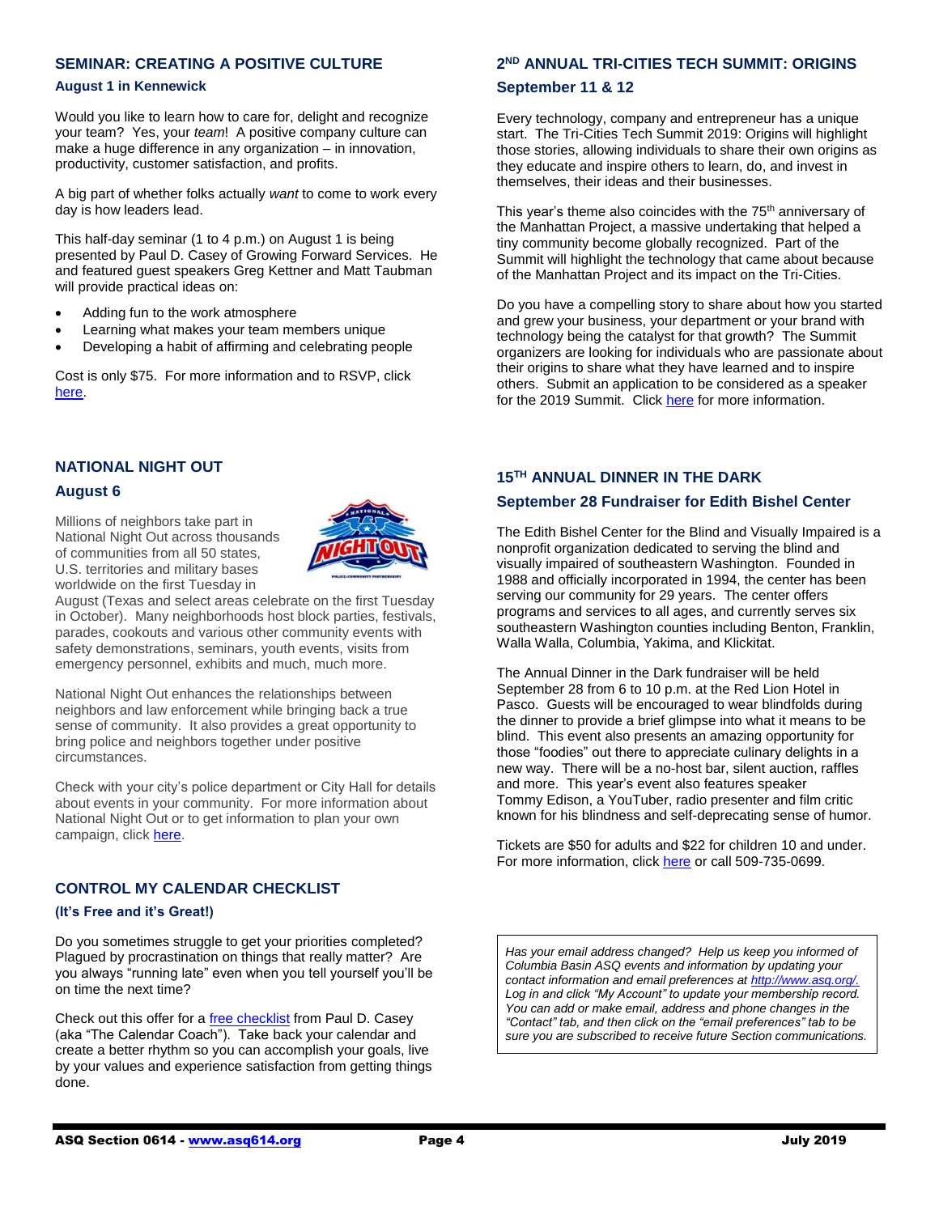## SEMINAR: CREATING A POSITIVE CULTURE

### August 1 in Kennewick

Would you like to learn how to care for, delight and recognize your team? Yes, your *team*! A positive company culture can make a huge difference in any organization – in innovation, productivity, customer satisfaction, and profits.

A big part of whether folks actually *want* to come to work every day is how leaders lead.

This half-day seminar (1 to 4 p.m.) on August 1 is being presented by Paul D. Casey of Growing Forward Services. He and featured guest speakers Greg Kettner and Matt Taubman will provide practical ideas on:

- Adding fun to the work atmosphere
- Learning what makes your team members unique
- Developing a habit of affirming and celebrating people

Cost is only $75. For more information and to RSVP, click here.

## NATIONAL NIGHT OUT

### August 6

Millions of neighbors take part in National Night Out across thousands of communities from all 50 states, U.S. territories and military bases worldwide on the first Tuesday in August (Texas and select areas celebrate on the first Tuesday in October). Many neighborhoods host block parties, festivals, parades, cookouts and various other community events with safety demonstrations, seminars, youth events, visits from emergency personnel, exhibits and much, much more.

National Night Out enhances the relationships between neighbors and law enforcement while bringing back a true sense of community. It also provides a great opportunity to bring police and neighbors together under positive circumstances.

Check with your city's police department or City Hall for details about events in your community. For more information about National Night Out or to get information to plan your own campaign, click here.

## CONTROL MY CALENDAR CHECKLIST

### (It's Free and it's Great!)

Do you sometimes struggle to get your priorities completed? Plagued by procrastination on things that really matter? Are you always "running late" even when you tell yourself you'll be on time the next time?

Check out this offer for a free checklist from Paul D. Casey (aka "The Calendar Coach"). Take back your calendar and create a better rhythm so you can accomplish your goals, live by your values and experience satisfaction from getting things done.

## 2ND ANNUAL TRI-CITIES TECH SUMMIT: ORIGINS

### September 11 & 12

Every technology, company and entrepreneur has a unique start. The Tri-Cities Tech Summit 2019: Origins will highlight those stories, allowing individuals to share their own origins as they educate and inspire others to learn, do, and invest in themselves, their ideas and their businesses.

This year's theme also coincides with the 75th anniversary of the Manhattan Project, a massive undertaking that helped a tiny community become globally recognized. Part of the Summit will highlight the technology that came about because of the Manhattan Project and its impact on the Tri-Cities.

Do you have a compelling story to share about how you started and grew your business, your department or your brand with technology being the catalyst for that growth? The Summit organizers are looking for individuals who are passionate about their origins to share what they have learned and to inspire others. Submit an application to be considered as a speaker for the 2019 Summit. Click here for more information.

## 15TH ANNUAL DINNER IN THE DARK

### September 28 Fundraiser for Edith Bishel Center

The Edith Bishel Center for the Blind and Visually Impaired is a nonprofit organization dedicated to serving the blind and visually impaired of southeastern Washington. Founded in 1988 and officially incorporated in 1994, the center has been serving our community for 29 years. The center offers programs and services to all ages, and currently serves six southeastern Washington counties including Benton, Franklin, Walla Walla, Columbia, Yakima, and Klickitat.

The Annual Dinner in the Dark fundraiser will be held September 28 from 6 to 10 p.m. at the Red Lion Hotel in Pasco. Guests will be encouraged to wear blindfolds during the dinner to provide a brief glimpse into what it means to be blind. This event also presents an amazing opportunity for those "foodies" out there to appreciate culinary delights in a new way. There will be a no-host bar, silent auction, raffles and more. This year's event also features speaker Tommy Edison, a YouTuber, radio presenter and film critic known for his blindness and self-deprecating sense of humor.

Tickets are $50 for adults and $22 for children 10 and under. For more information, click here or call 509-735-0699.

*Has your email address changed? Help us keep you informed of Columbia Basin ASQ events and information by updating your contact information and email preferences at http://www.asq.org/. Log in and click "My Account" to update your membership record. You can add or make email, address and phone changes in the "Contact" tab, and then click on the "email preferences" tab to be sure you are subscribed to receive future Section communications.*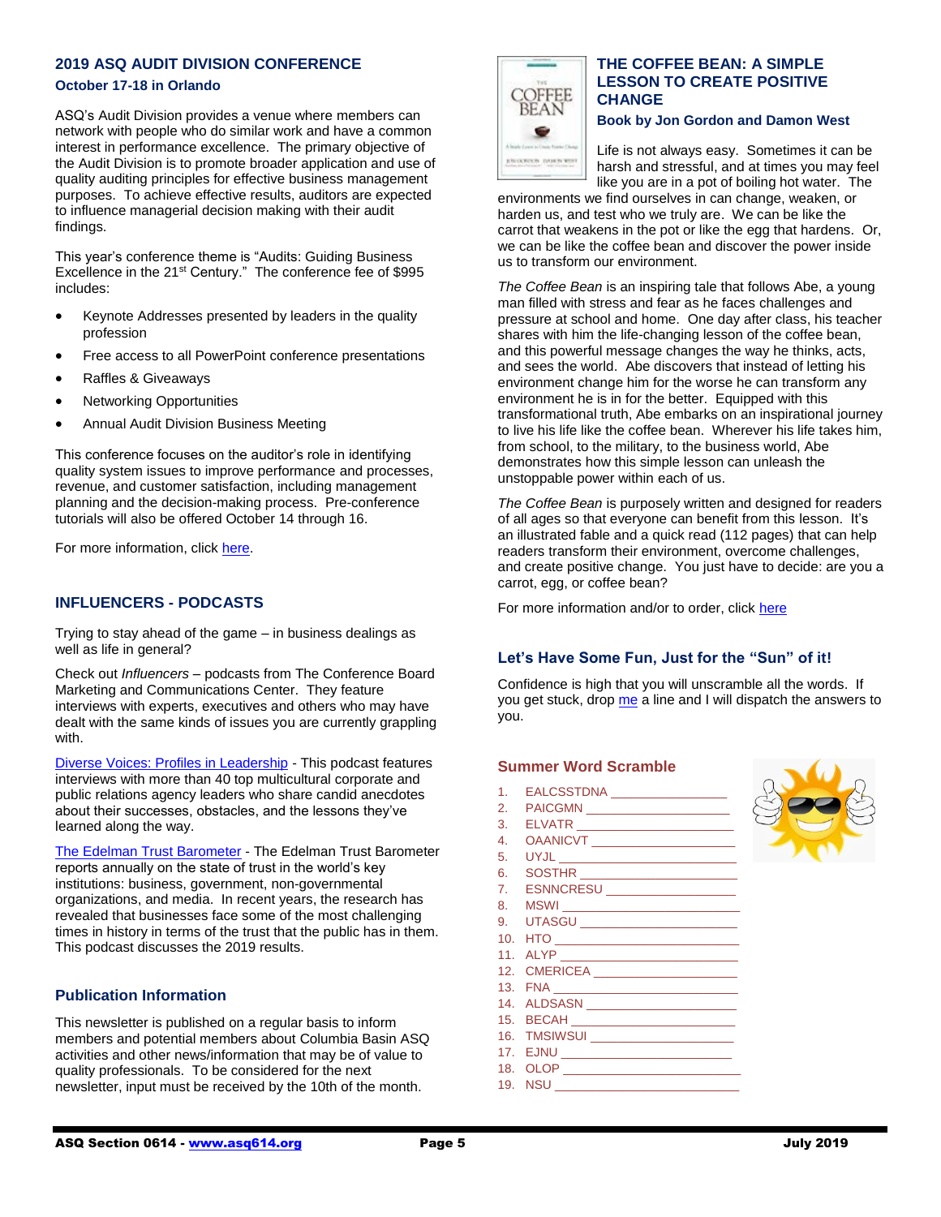## 2019 ASQ AUDIT DIVISION CONFERENCE

### October 17-18 in Orlando

ASQ's Audit Division provides a venue where members can network with people who do similar work and have a common interest in performance excellence. The primary objective of the Audit Division is to promote broader application and use of quality auditing principles for effective business management purposes. To achieve effective results, auditors are expected to influence managerial decision making with their audit findings.

This year's conference theme is "Audits: Guiding Business Excellence in the 21st Century." The conference fee of $995 includes:

- Keynote Addresses presented by leaders in the quality profession
- Free access to all PowerPoint conference presentations
- Raffles & Giveaways
- Networking Opportunities
- Annual Audit Division Business Meeting

This conference focuses on the auditor's role in identifying quality system issues to improve performance and processes, revenue, and customer satisfaction, including management planning and the decision-making process. Pre-conference tutorials will also be offered October 14 through 16.

For more information, click here.

## INFLUENCERS - PODCASTS

Trying to stay ahead of the game – in business dealings as well as life in general?

Check out *Influencers* – podcasts from The Conference Board Marketing and Communications Center. They feature interviews with experts, executives and others who may have dealt with the same kinds of issues you are currently grappling with.

Diverse Voices: Profiles in Leadership - This podcast features interviews with more than 40 top multicultural corporate and public relations agency leaders who share candid anecdotes about their successes, obstacles, and the lessons they've learned along the way.

The Edelman Trust Barometer - The Edelman Trust Barometer reports annually on the state of trust in the world's key institutions: business, government, non-governmental organizations, and media. In recent years, the research has revealed that businesses face some of the most challenging times in history in terms of the trust that the public has in them. This podcast discusses the 2019 results.

## Publication Information

This newsletter is published on a regular basis to inform members and potential members about Columbia Basin ASQ activities and other news/information that may be of value to quality professionals. To be considered for the next newsletter, input must be received by the 10th of the month.

## THE COFFEE BEAN: A SIMPLE LESSON TO CREATE POSITIVE CHANGE

### Book by Jon Gordon and Damon West

Life is not always easy. Sometimes it can be harsh and stressful, and at times you may feel like you are in a pot of boiling hot water. The environments we find ourselves in can change, weaken, or harden us, and test who we truly are. We can be like the carrot that weakens in the pot or like the egg that hardens. Or, we can be like the coffee bean and discover the power inside us to transform our environment.

*The Coffee Bean* is an inspiring tale that follows Abe, a young man filled with stress and fear as he faces challenges and pressure at school and home. One day after class, his teacher shares with him the life-changing lesson of the coffee bean, and this powerful message changes the way he thinks, acts, and sees the world. Abe discovers that instead of letting his environment change him for the worse he can transform any environment he is in for the better. Equipped with this transformational truth, Abe embarks on an inspirational journey to live his life like the coffee bean. Wherever his life takes him, from school, to the military, to the business world, Abe demonstrates how this simple lesson can unleash the unstoppable power within each of us.

*The Coffee Bean* is purposely written and designed for readers of all ages so that everyone can benefit from this lesson. It's an illustrated fable and a quick read (112 pages) that can help readers transform their environment, overcome challenges, and create positive change. You just have to decide: are you a carrot, egg, or coffee bean?

For more information and/or to order, click here

## Let's Have Some Fun, Just for the "Sun" of it!

Confidence is high that you will unscramble all the words. If you get stuck, drop me a line and I will dispatch the answers to you.

### Summer Word Scramble

1. EALCSSTDNA ________________
2. PAICGMN ________________
3. ELVATR ________________
4. OAANICVT ________________
5. UYJL ________________
6. SOSTHR ________________
7. ESNNCRESU ________________
8. MSWI ________________
9. UTASGU ________________
10. HTO ________________
11. ALYP ________________
12. CMERICEA ________________
13. FNA ________________
14. ALDSASN ________________
15. BECAH ________________
16. TMSIWSUI ________________
17. EJNU ________________
18. OLOP ________________
19. NSU ________________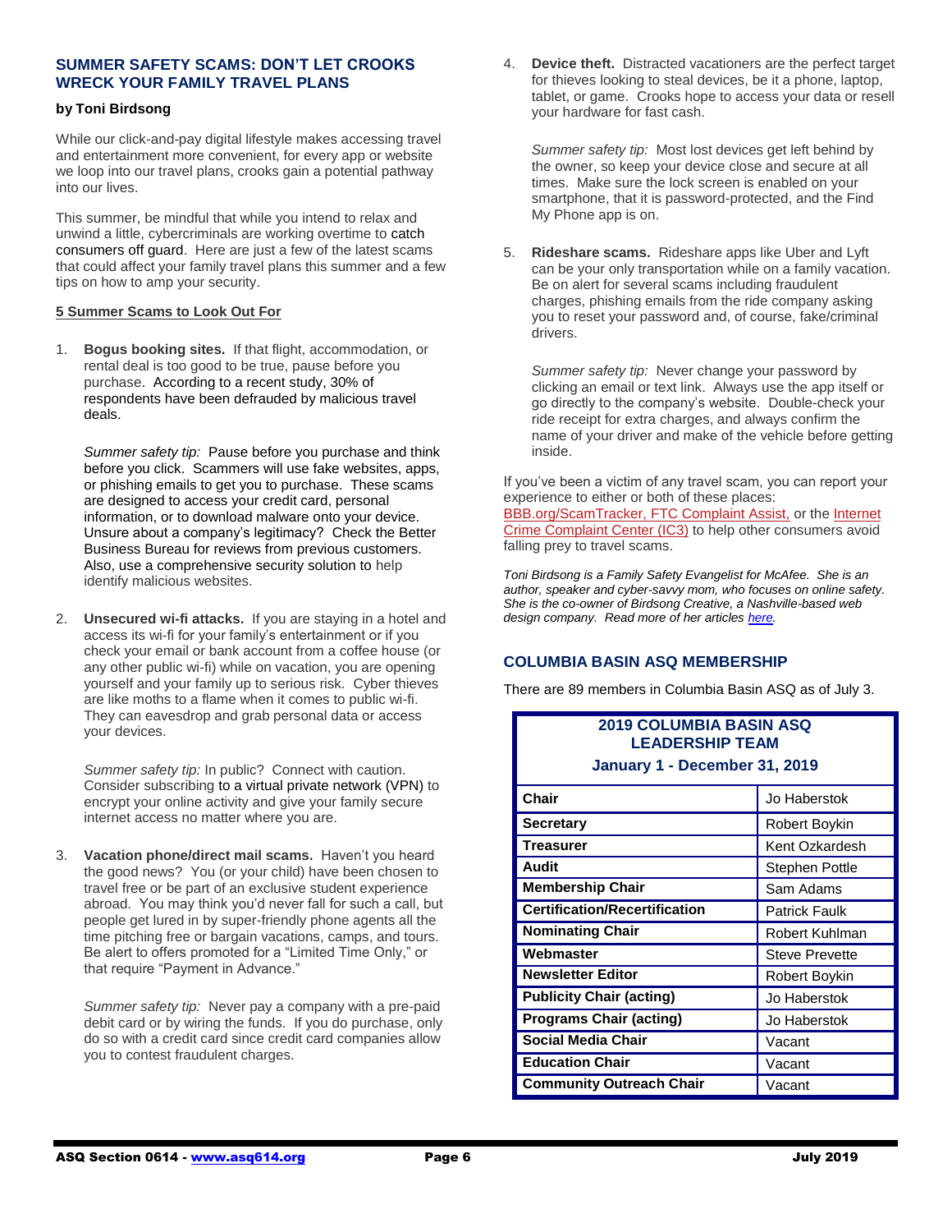## SUMMER SAFETY SCAMS: DON'T LET CROOKS WRECK YOUR FAMILY TRAVEL PLANS

**by Toni Birdsong**

While our click-and-pay digital lifestyle makes accessing travel and entertainment more convenient, for every app or website we loop into our travel plans, crooks gain a potential pathway into our lives.

This summer, be mindful that while you intend to relax and unwind a little, cybercriminals are working overtime to catch consumers off guard. Here are just a few of the latest scams that could affect your family travel plans this summer and a few tips on how to amp your security.

### 5 Summer Scams to Look Out For

1. **Bogus booking sites.** If that flight, accommodation, or rental deal is too good to be true, pause before you purchase. According to a recent study, 30% of respondents have been defrauded by malicious travel deals.

   *Summer safety tip:* Pause before you purchase and think before you click. Scammers will use fake websites, apps, or phishing emails to get you to purchase. These scams are designed to access your credit card, personal information, or to download malware onto your device. Unsure about a company's legitimacy? Check the Better Business Bureau for reviews from previous customers. Also, use a comprehensive security solution to help identify malicious websites.

2. **Unsecured wi-fi attacks.** If you are staying in a hotel and access its wi-fi for your family's entertainment or if you check your email or bank account from a coffee house (or any other public wi-fi) while on vacation, you are opening yourself and your family up to serious risk. Cyber thieves are like moths to a flame when it comes to public wi-fi. They can eavesdrop and grab personal data or access your devices.

   *Summer safety tip:* In public? Connect with caution. Consider subscribing to a virtual private network (VPN) to encrypt your online activity and give your family secure internet access no matter where you are.

3. **Vacation phone/direct mail scams.** Haven't you heard the good news? You (or your child) have been chosen to travel free or be part of an exclusive student experience abroad. You may think you'd never fall for such a call, but people get lured in by super-friendly phone agents all the time pitching free or bargain vacations, camps, and tours. Be alert to offers promoted for a "Limited Time Only," or that require "Payment in Advance."

   *Summer safety tip:* Never pay a company with a pre-paid debit card or by wiring the funds. If you do purchase, only do so with a credit card since credit card companies allow you to contest fraudulent charges.

4. **Device theft.** Distracted vacationers are the perfect target for thieves looking to steal devices, be it a phone, laptop, tablet, or game. Crooks hope to access your data or resell your hardware for fast cash.

   *Summer safety tip:* Most lost devices get left behind by the owner, so keep your device close and secure at all times. Make sure the lock screen is enabled on your smartphone, that it is password-protected, and the Find My Phone app is on.

5. **Rideshare scams.** Rideshare apps like Uber and Lyft can be your only transportation while on a family vacation. Be on alert for several scams including fraudulent charges, phishing emails from the ride company asking you to reset your password and, of course, fake/criminal drivers.

   *Summer safety tip:* Never change your password by clicking an email or text link. Always use the app itself or go directly to the company's website. Double-check your ride receipt for extra charges, and always confirm the name of your driver and make of the vehicle before getting inside.

If you've been a victim of any travel scam, you can report your experience to either or both of these places: BBB.org/ScamTracker, FTC Complaint Assist, or the Internet Crime Complaint Center (IC3) to help other consumers avoid falling prey to travel scams.

*Toni Birdsong is a Family Safety Evangelist for McAfee. She is an author, speaker and cyber-savvy mom, who focuses on online safety. She is the co-owner of Birdsong Creative, a Nashville-based web design company. Read more of her articles here.*

## COLUMBIA BASIN ASQ MEMBERSHIP

There are 89 members in Columbia Basin ASQ as of July 3.

**2019 COLUMBIA BASIN ASQ LEADERSHIP TEAM**
**January 1 - December 31, 2019**

| | |
|---|---|
| **Chair** | Jo Haberstok |
| **Secretary** | Robert Boykin |
| **Treasurer** | Kent Ozkardesh |
| **Audit** | Stephen Pottle |
| **Membership Chair** | Sam Adams |
| **Certification/Recertification** | Patrick Faulk |
| **Nominating Chair** | Robert Kuhlman |
| **Webmaster** | Steve Prevette |
| **Newsletter Editor** | Robert Boykin |
| **Publicity Chair (acting)** | Jo Haberstok |
| **Programs Chair (acting)** | Jo Haberstok |
| **Social Media Chair** | Vacant |
| **Education Chair** | Vacant |
| **Community Outreach Chair** | Vacant |